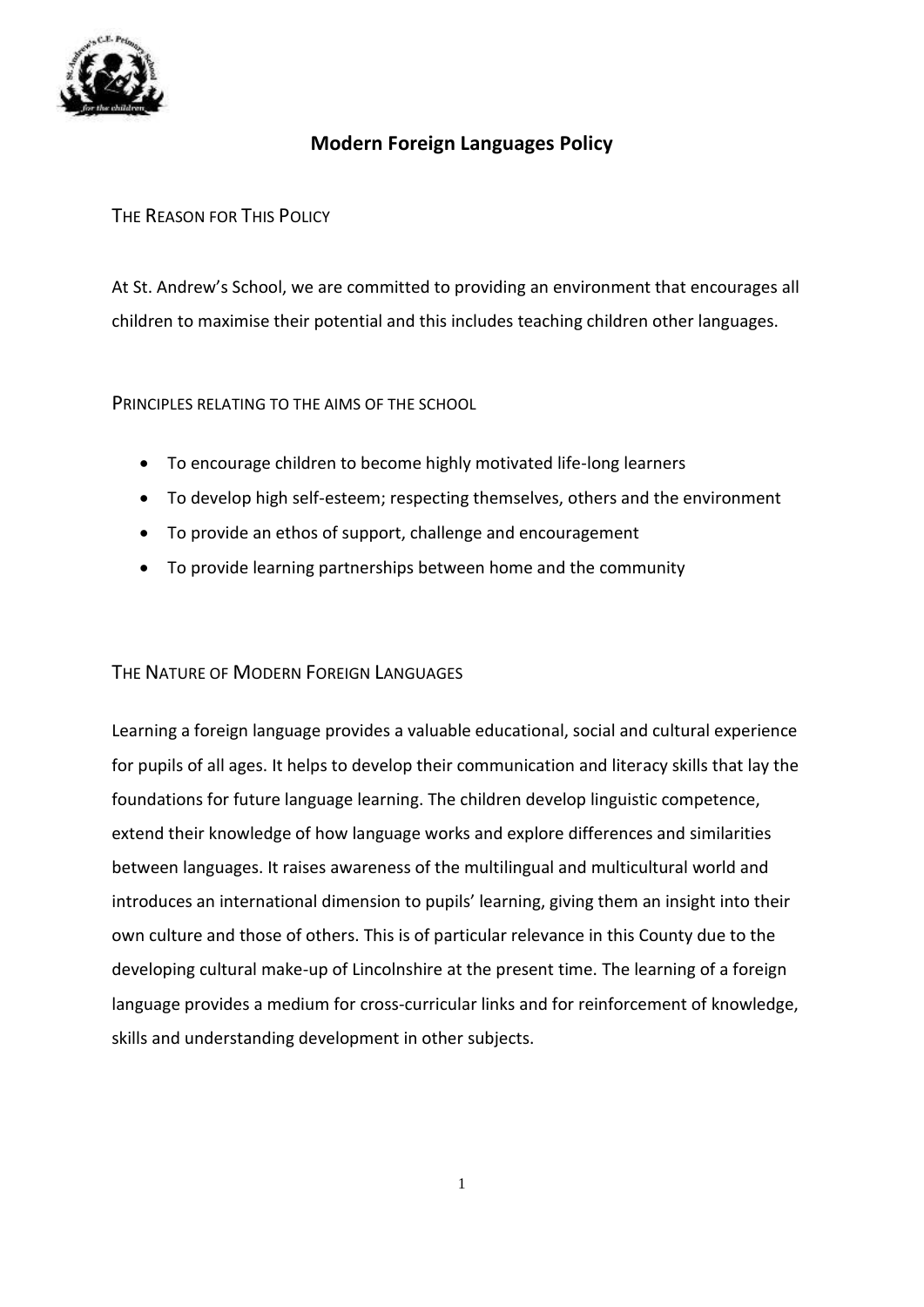# Modern Foreign Languages Policy

## The Reason for This Policy

At St. Andrew's School, we are committed to providing an environment that encourages all children to maximise their potential and this includes teaching children other languages.

## Principles relating to the aims of the school

- To encourage children to become highly motivated life-long learners
- To develop high self-esteem; respecting themselves, others and the environment
- To provide an ethos of support, challenge and encouragement
- To provide learning partnerships between home and the community

## The Nature of Modern Foreign Languages

Learning a foreign language provides a valuable educational, social and cultural experience for pupils of all ages. It helps to develop their communication and literacy skills that lay the foundations for future language learning. The children develop linguistic competence, extend their knowledge of how language works and explore differences and similarities between languages. It raises awareness of the multilingual and multicultural world and introduces an international dimension to pupils' learning, giving them an insight into their own culture and those of others. This is of particular relevance in this County due to the developing cultural make-up of Lincolnshire at the present time. The learning of a foreign language provides a medium for cross-curricular links and for reinforcement of knowledge, skills and understanding development in other subjects.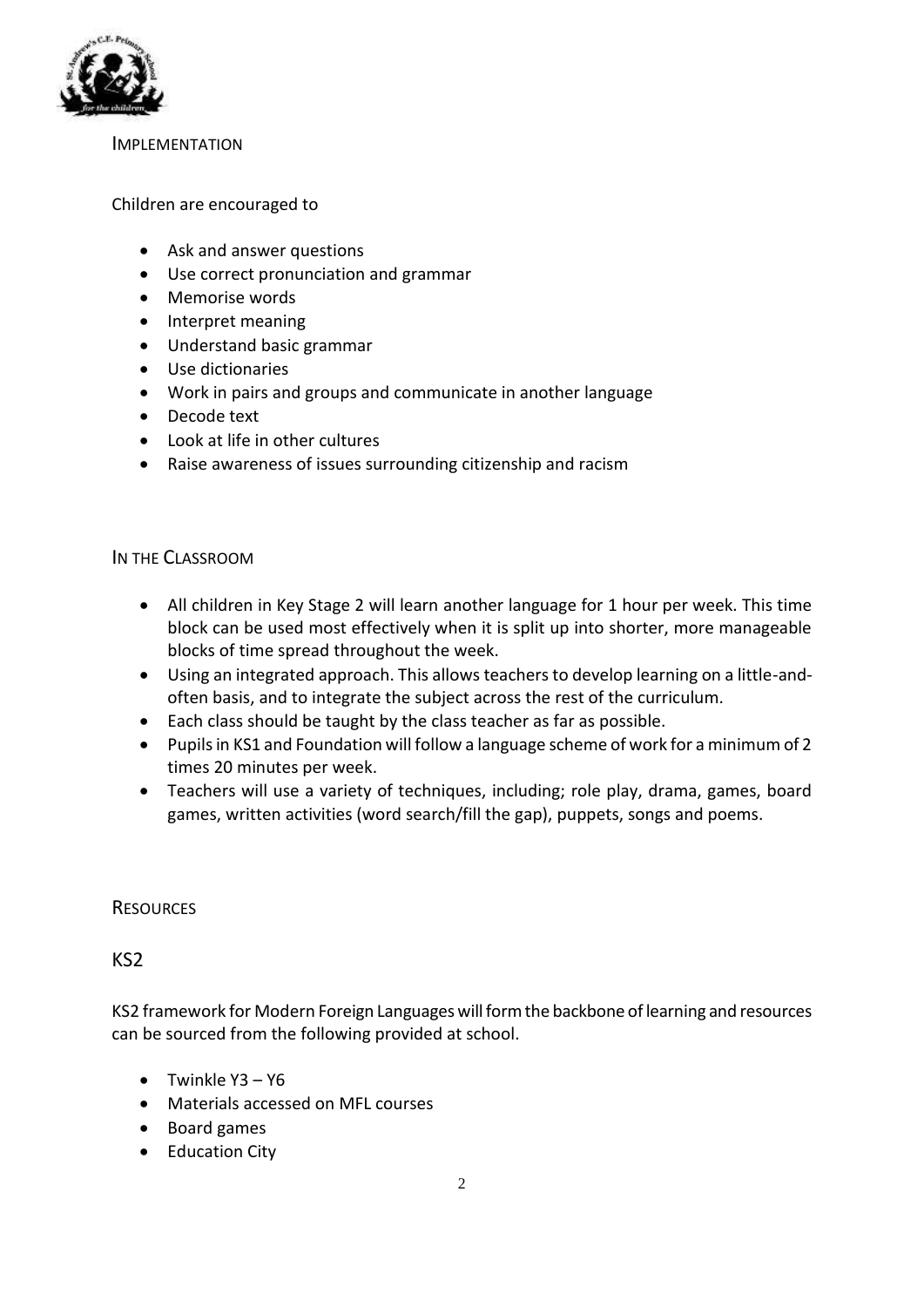## IMPLEMENTATION

Children are encouraged to

- Ask and answer questions
- Use correct pronunciation and grammar
- Memorise words
- Interpret meaning
- Understand basic grammar
- Use dictionaries
- Work in pairs and groups and communicate in another language
- Decode text
- Look at life in other cultures
- Raise awareness of issues surrounding citizenship and racism

## IN THE CLASSROOM

- All children in Key Stage 2 will learn another language for 1 hour per week. This time block can be used most effectively when it is split up into shorter, more manageable blocks of time spread throughout the week.
- Using an integrated approach. This allows teachers to develop learning on a little-and-often basis, and to integrate the subject across the rest of the curriculum.
- Each class should be taught by the class teacher as far as possible.
- Pupils in KS1 and Foundation will follow a language scheme of work for a minimum of 2 times 20 minutes per week.
- Teachers will use a variety of techniques, including; role play, drama, games, board games, written activities (word search/fill the gap), puppets, songs and poems.

## RESOURCES

### KS2

KS2 framework for Modern Foreign Languages will form the backbone of learning and resources can be sourced from the following provided at school.

- Twinkle Y3 – Y6
- Materials accessed on MFL courses
- Board games
- Education City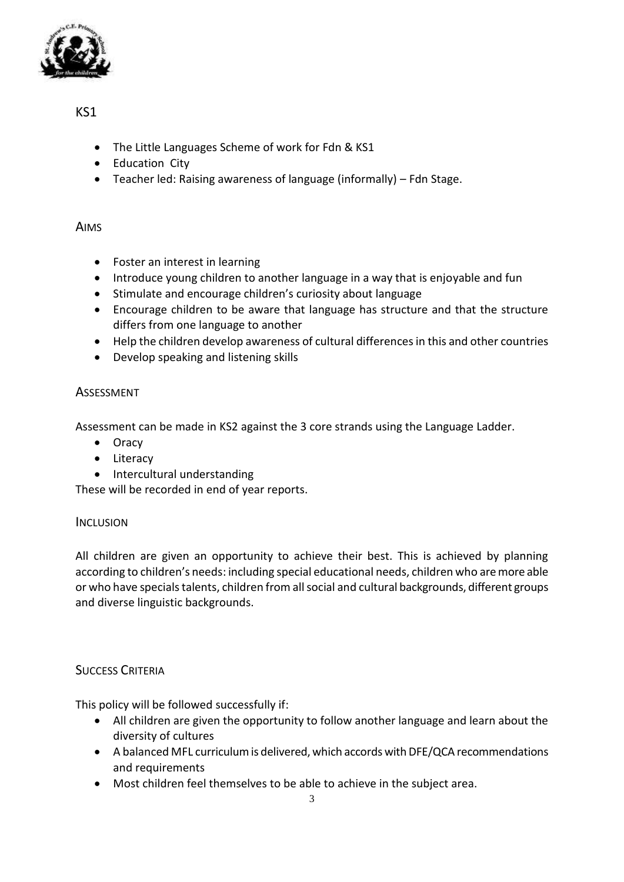## KS1

- The Little Languages Scheme of work for Fdn & KS1
- Education City
- Teacher led: Raising awareness of language (informally) – Fdn Stage.

## AIMS

- Foster an interest in learning
- Introduce young children to another language in a way that is enjoyable and fun
- Stimulate and encourage children's curiosity about language
- Encourage children to be aware that language has structure and that the structure differs from one language to another
- Help the children develop awareness of cultural differences in this and other countries
- Develop speaking and listening skills

## ASSESSMENT

Assessment can be made in KS2 against the 3 core strands using the Language Ladder.

- Oracy
- Literacy
- Intercultural understanding

These will be recorded in end of year reports.

## INCLUSION

All children are given an opportunity to achieve their best. This is achieved by planning according to children's needs: including special educational needs, children who are more able or who have specials talents, children from all social and cultural backgrounds, different groups and diverse linguistic backgrounds.

## SUCCESS CRITERIA

This policy will be followed successfully if:

- All children are given the opportunity to follow another language and learn about the diversity of cultures
- A balanced MFL curriculum is delivered, which accords with DFE/QCA recommendations and requirements
- Most children feel themselves to be able to achieve in the subject area.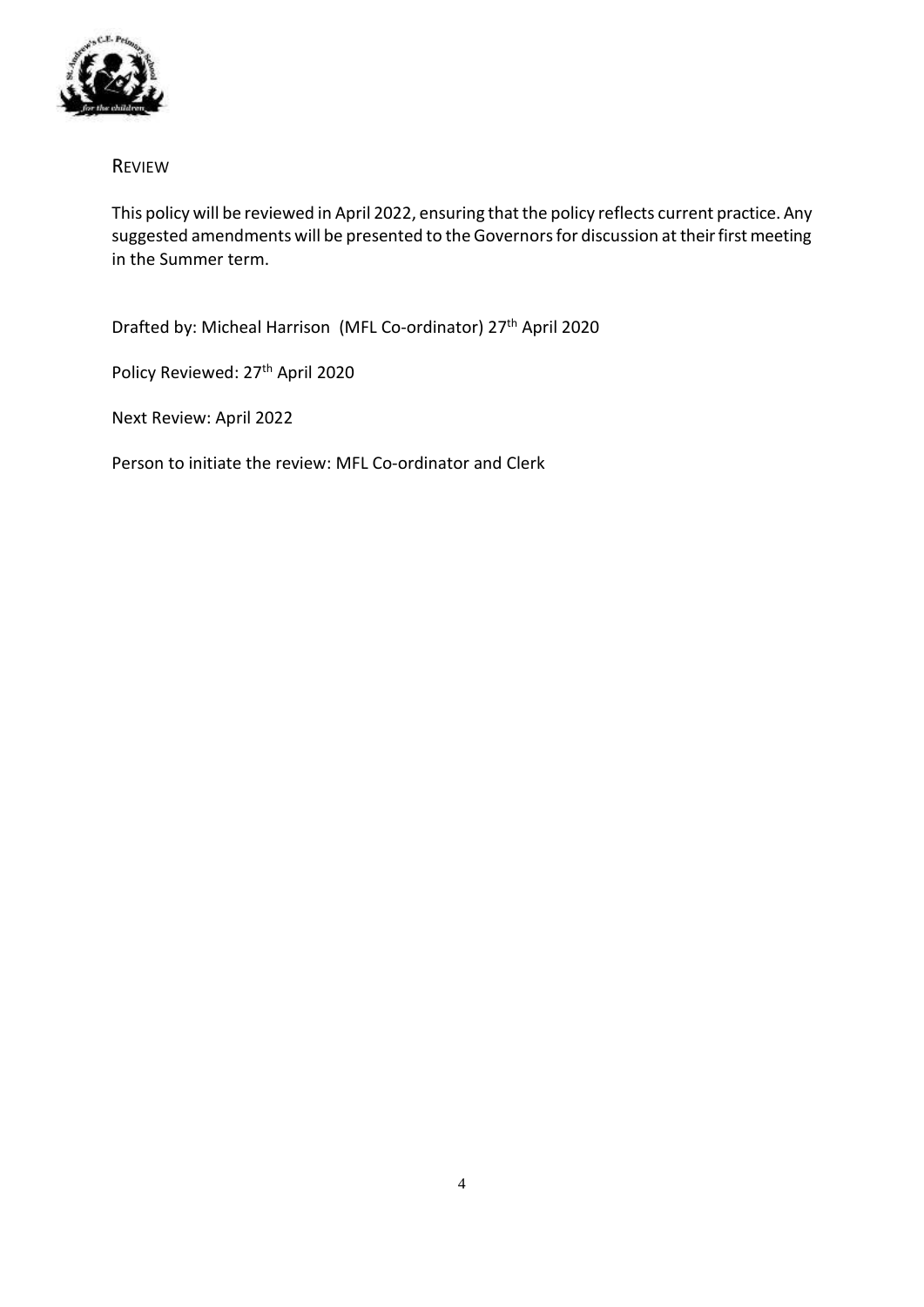## REVIEW

This policy will be reviewed in April 2022, ensuring that the policy reflects current practice. Any suggested amendments will be presented to the Governors for discussion at their first meeting in the Summer term.

Drafted by: Micheal Harrison (MFL Co-ordinator) 27th April 2020

Policy Reviewed: 27th April 2020

Next Review: April 2022

Person to initiate the review: MFL Co-ordinator and Clerk